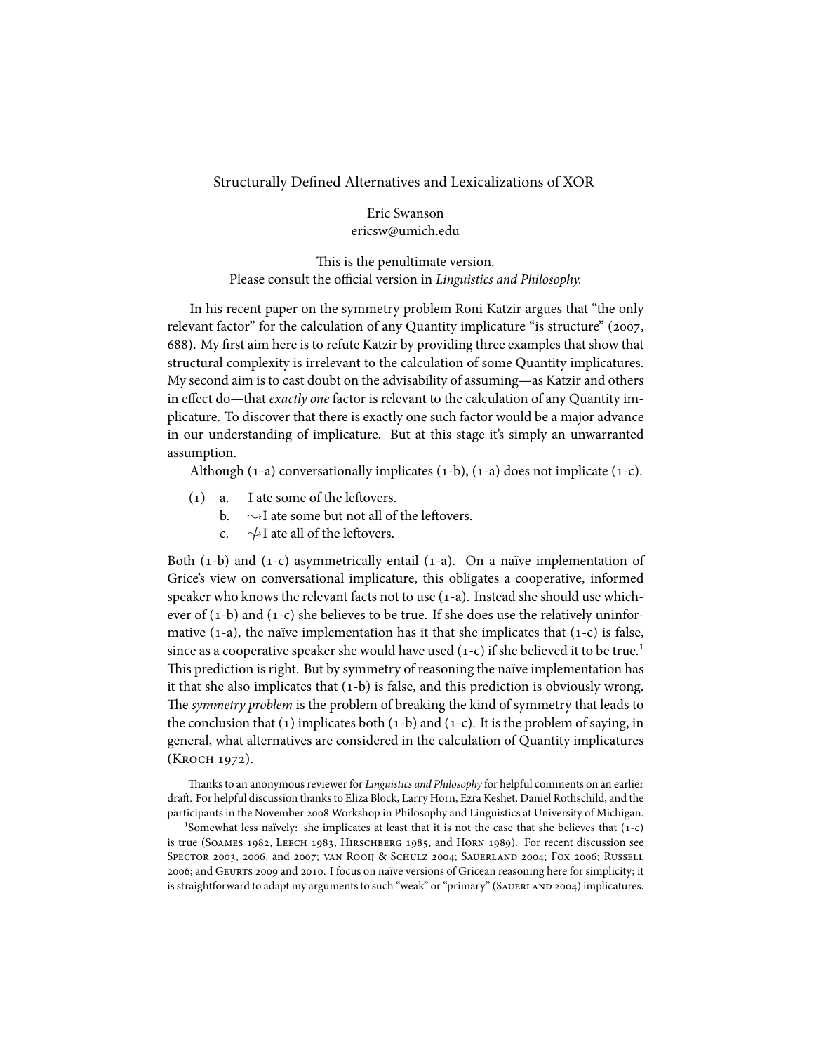# Structurally Defined Alternatives and Lexicalizations of XOR

Eric Swanson
ericsw@umich.edu

This is the penultimate version.
Please consult the official version in *Linguistics and Philosophy*.

In his recent paper on the symmetry problem Roni Katzir argues that "the only relevant factor" for the calculation of any Quantity implicature "is structure" (2007, 688). My first aim here is to refute Katzir by providing three examples that show that structural complexity is irrelevant to the calculation of some Quantity implicatures. My second aim is to cast doubt on the advisability of assuming—as Katzir and others in effect do—that *exactly one* factor is relevant to the calculation of any Quantity implicature. To discover that there is exactly one such factor would be a major advance in our understanding of implicature. But at this stage it's simply an unwarranted assumption.

Although (1-a) conversationally implicates (1-b), (1-a) does not implicate (1-c).

(1) a. I ate some of the leftovers.
 b. $\rightsquigarrow$ I ate some but not all of the leftovers.
 c. $\not\rightsquigarrow$ I ate all of the leftovers.

Both (1-b) and (1-c) asymmetrically entail (1-a). On a naïve implementation of Grice's view on conversational implicature, this obligates a cooperative, informed speaker who knows the relevant facts not to use (1-a). Instead she should use whichever of (1-b) and (1-c) she believes to be true. If she does use the relatively uninformative (1-a), the naïve implementation has it that she implicates that (1-c) is false, since as a cooperative speaker she would have used (1-c) if she believed it to be true.[1] This prediction is right. But by symmetry of reasoning the naïve implementation has it that she also implicates that (1-b) is false, and this prediction is obviously wrong. The *symmetry problem* is the problem of breaking the kind of symmetry that leads to the conclusion that (1) implicates both (1-b) and (1-c). It is the problem of saying, in general, what alternatives are considered in the calculation of Quantity implicatures (Kroch 1972).

Thanks to an anonymous reviewer for *Linguistics and Philosophy* for helpful comments on an earlier draft. For helpful discussion thanks to Eliza Block, Larry Horn, Ezra Keshet, Daniel Rothschild, and the participants in the November 2008 Workshop in Philosophy and Linguistics at University of Michigan.

[1] Somewhat less naïvely: she implicates at least that it is not the case that she believes that (1-c) is true (Soames 1982, Leech 1983, Hirschberg 1985, and Horn 1989). For recent discussion see Spector 2003, 2006, and 2007; van Rooij & Schulz 2004; Sauerland 2004; Fox 2006; Russell 2006; and Geurts 2009 and 2010. I focus on naïve versions of Gricean reasoning here for simplicity; it is straightforward to adapt my arguments to such "weak" or "primary" (Sauerland 2004) implicatures.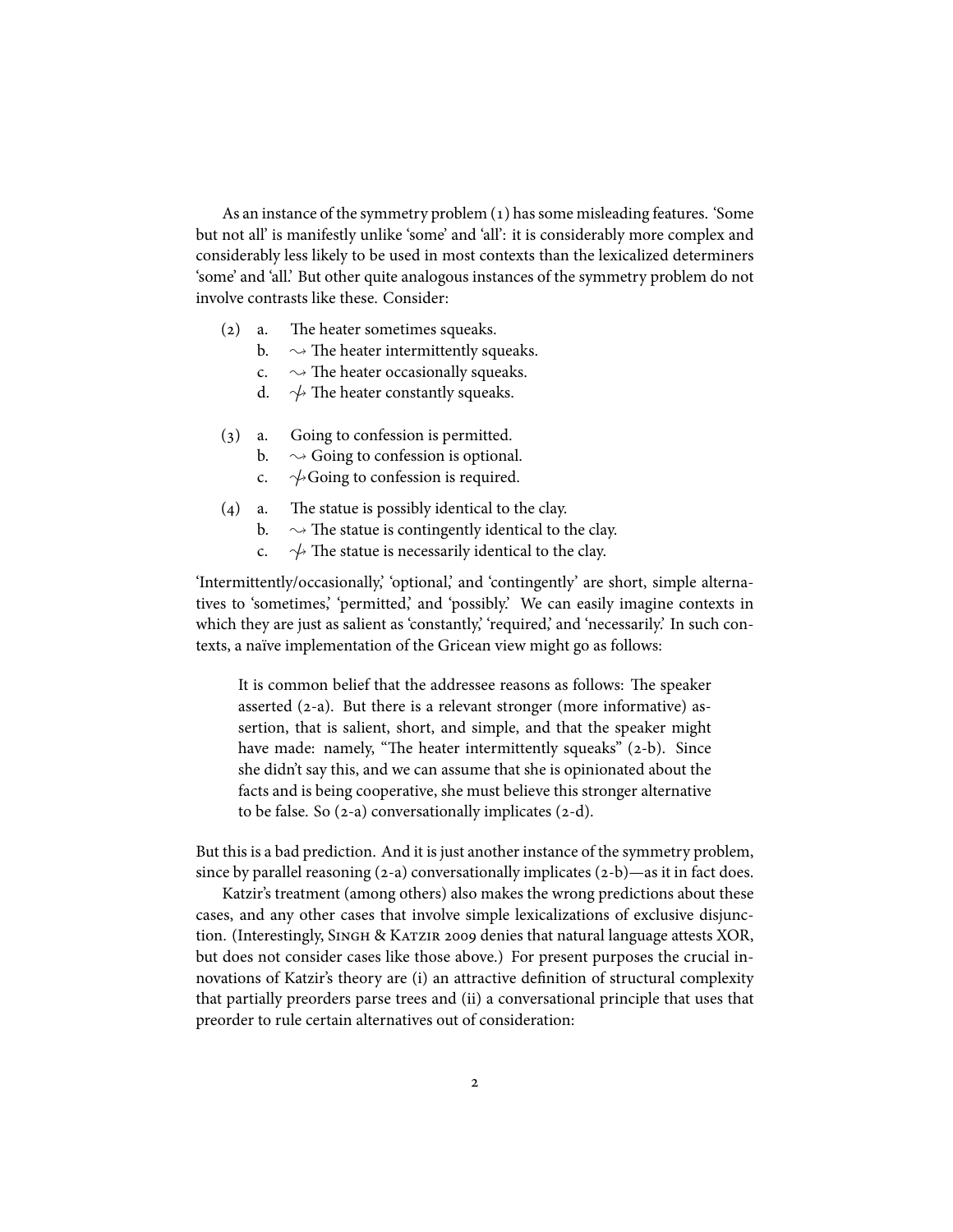As an instance of the symmetry problem (1) has some misleading features. 'Some but not all' is manifestly unlike 'some' and 'all': it is considerably more complex and considerably less likely to be used in most contexts than the lexicalized determiners 'some' and 'all.' But other quite analogous instances of the symmetry problem do not involve contrasts like these. Consider:

(2) a. The heater sometimes squeaks.
  b. $\rightsquigarrow$ The heater intermittently squeaks.
  c. $\rightsquigarrow$ The heater occasionally squeaks.
  d. $\not\rightsquigarrow$ The heater constantly squeaks.

(3) a. Going to confession is permitted.
  b. $\rightsquigarrow$ Going to confession is optional.
  c. $\not\rightsquigarrow$ Going to confession is required.

(4) a. The statue is possibly identical to the clay.
  b. $\rightsquigarrow$ The statue is contingently identical to the clay.
  c. $\not\rightsquigarrow$ The statue is necessarily identical to the clay.

'Intermittently/occasionally,' 'optional,' and 'contingently' are short, simple alternatives to 'sometimes,' 'permitted,' and 'possibly.' We can easily imagine contexts in which they are just as salient as 'constantly,' 'required,' and 'necessarily.' In such contexts, a naïve implementation of the Gricean view might go as follows:

> It is common belief that the addressee reasons as follows: The speaker asserted (2-a). But there is a relevant stronger (more informative) assertion, that is salient, short, and simple, and that the speaker might have made: namely, "The heater intermittently squeaks" (2-b). Since she didn't say this, and we can assume that she is opinionated about the facts and is being cooperative, she must believe this stronger alternative to be false. So (2-a) conversationally implicates (2-d).

But this is a bad prediction. And it is just another instance of the symmetry problem, since by parallel reasoning (2-a) conversationally implicates (2-b)—as it in fact does.

Katzir's treatment (among others) also makes the wrong predictions about these cases, and any other cases that involve simple lexicalizations of exclusive disjunction. (Interestingly, Singh & Katzir 2009 denies that natural language attests XOR, but does not consider cases like those above.) For present purposes the crucial innovations of Katzir's theory are (i) an attractive definition of structural complexity that partially preorders parse trees and (ii) a conversational principle that uses that preorder to rule certain alternatives out of consideration: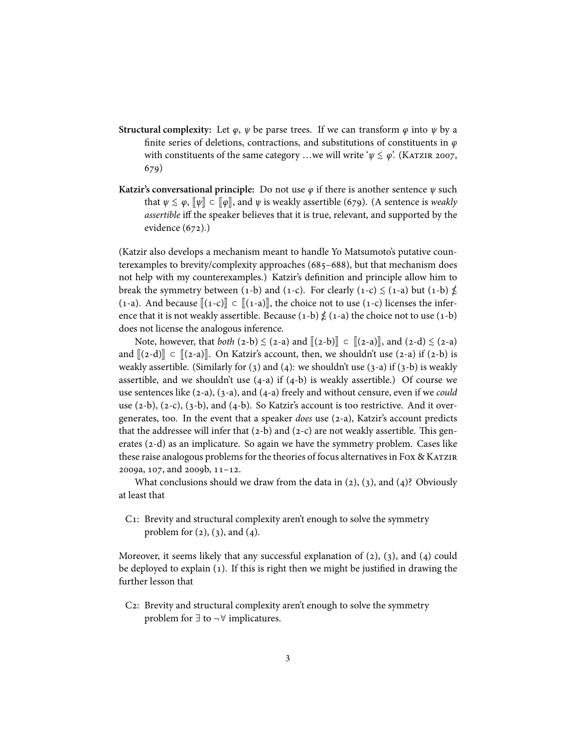**Structural complexity:** Let $\varphi$, $\psi$ be parse trees. If we can transform $\varphi$ into $\psi$ by a finite series of deletions, contractions, and substitutions of constituents in $\varphi$ with constituents of the same category ...we will write '$\psi \lesssim \varphi$'. (Katzir 2007, 679)

**Katzir's conversational principle:** Do not use $\varphi$ if there is another sentence $\psi$ such that $\psi \lesssim \varphi$, $[\![\psi]\!] \subset [\![\varphi]\!]$, and $\psi$ is weakly assertible (679). (A sentence is *weakly assertible* iff the speaker believes that it is true, relevant, and supported by the evidence (672).)

(Katzir also develops a mechanism meant to handle Yo Matsumoto's putative counterexamples to brevity/complexity approaches (685–688), but that mechanism does not help with my counterexamples.) Katzir's definition and principle allow him to break the symmetry between (1-b) and (1-c). For clearly (1-c) $\lesssim$ (1-a) but (1-b) $\not\lesssim$ (1-a). And because $[\![(1\text{-c})]\!] \subset [\![(1\text{-a})]\!]$, the choice not to use (1-c) licenses the inference that it is not weakly assertible. Because (1-b) $\not\lesssim$ (1-a) the choice not to use (1-b) does not license the analogous inference.

Note, however, that *both* (2-b) $\lesssim$ (2-a) and $[\![(2\text{-b})]\!] \subset [\![(2\text{-a})]\!]$, and (2-d) $\lesssim$ (2-a) and $[\![(2\text{-d})]\!] \subset [\![(2\text{-a})]\!]$. On Katzir's account, then, we shouldn't use (2-a) if (2-b) is weakly assertible. (Similarly for (3) and (4): we shouldn't use (3-a) if (3-b) is weakly assertible, and we shouldn't use (4-a) if (4-b) is weakly assertible.) Of course we use sentences like (2-a), (3-a), and (4-a) freely and without censure, even if we *could* use (2-b), (2-c), (3-b), and (4-b). So Katzir's account is too restrictive. And it overgenerates, too. In the event that a speaker *does* use (2-a), Katzir's account predicts that the addressee will infer that (2-b) and (2-c) are not weakly assertible. This generates (2-d) as an implicature. So again we have the symmetry problem. Cases like these raise analogous problems for the theories of focus alternatives in Fox & Katzir 2009a, 107, and 2009b, 11–12.

What conclusions should we draw from the data in (2), (3), and (4)? Obviously at least that

> C1: Brevity and structural complexity aren't enough to solve the symmetry problem for (2), (3), and (4).

Moreover, it seems likely that any successful explanation of (2), (3), and (4) could be deployed to explain (1). If this is right then we might be justified in drawing the further lesson that

> C2: Brevity and structural complexity aren't enough to solve the symmetry problem for $\exists$ to $\neg\forall$ implicatures.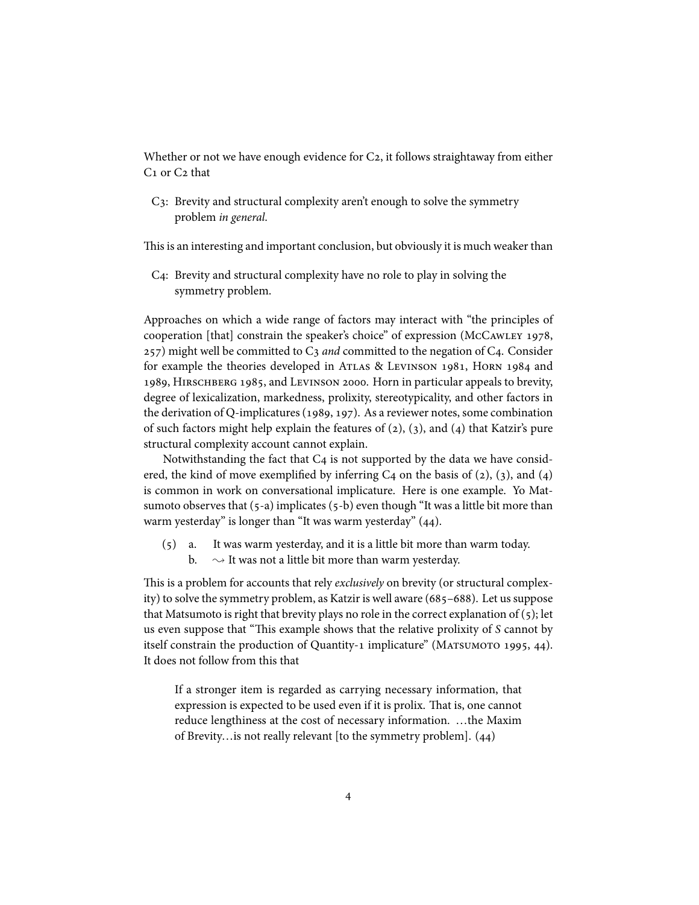Whether or not we have enough evidence for C2, it follows straightaway from either C1 or C2 that

> C3: Brevity and structural complexity aren't enough to solve the symmetry problem *in general.*

This is an interesting and important conclusion, but obviously it is much weaker than

> C4: Brevity and structural complexity have no role to play in solving the symmetry problem.

Approaches on which a wide range of factors may interact with "the principles of cooperation [that] constrain the speaker's choice" of expression (McCawley 1978, 257) might well be committed to C3 *and* committed to the negation of C4. Consider for example the theories developed in Atlas & Levinson 1981, Horn 1984 and 1989, Hirschberg 1985, and Levinson 2000. Horn in particular appeals to brevity, degree of lexicalization, markedness, prolixity, stereotypicality, and other factors in the derivation of Q-implicatures (1989, 197). As a reviewer notes, some combination of such factors might help explain the features of (2), (3), and (4) that Katzir's pure structural complexity account cannot explain.

Notwithstanding the fact that C4 is not supported by the data we have considered, the kind of move exemplified by inferring C4 on the basis of (2), (3), and (4) is common in work on conversational implicature. Here is one example. Yo Matsumoto observes that (5-a) implicates (5-b) even though "It was a little bit more than warm yesterday" is longer than "It was warm yesterday" (44).

(5) a. It was warm yesterday, and it is a little bit more than warm today.
  b. $\rightsquigarrow$ It was not a little bit more than warm yesterday.

This is a problem for accounts that rely *exclusively* on brevity (or structural complexity) to solve the symmetry problem, as Katzir is well aware (685–688). Let us suppose that Matsumoto is right that brevity plays no role in the correct explanation of (5); let us even suppose that "This example shows that the relative prolixity of *S* cannot by itself constrain the production of Quantity-1 implicature" (Matsumoto 1995, 44). It does not follow from this that

> If a stronger item is regarded as carrying necessary information, that expression is expected to be used even if it is prolix. That is, one cannot reduce lengthiness at the cost of necessary information. …the Maxim of Brevity…is not really relevant [to the symmetry problem]. (44)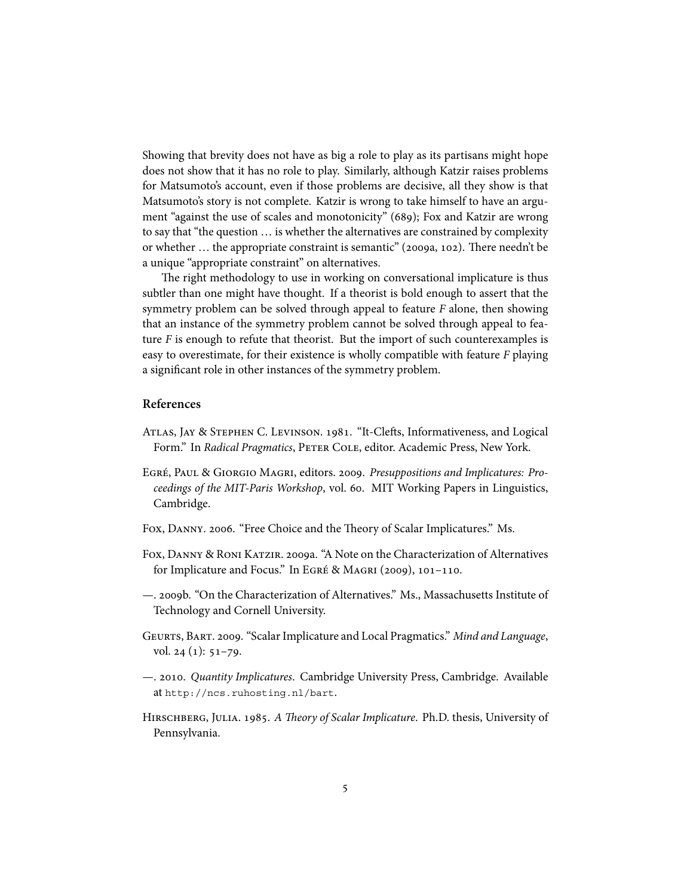Showing that brevity does not have as big a role to play as its partisans might hope does not show that it has no role to play. Similarly, although Katzir raises problems for Matsumoto's account, even if those problems are decisive, all they show is that Matsumoto's story is not complete. Katzir is wrong to take himself to have an argument "against the use of scales and monotonicity" (689); Fox and Katzir are wrong to say that "the question … is whether the alternatives are constrained by complexity or whether … the appropriate constraint is semantic" (2009a, 102). There needn't be a unique "appropriate constraint" on alternatives.

The right methodology to use in working on conversational implicature is thus subtler than one might have thought. If a theorist is bold enough to assert that the symmetry problem can be solved through appeal to feature *F* alone, then showing that an instance of the symmetry problem cannot be solved through appeal to feature *F* is enough to refute that theorist. But the import of such counterexamples is easy to overestimate, for their existence is wholly compatible with feature *F* playing a significant role in other instances of the symmetry problem.

## References

Atlas, Jay & Stephen C. Levinson. 1981. "It-Clefts, Informativeness, and Logical Form." In *Radical Pragmatics*, Peter Cole, editor. Academic Press, New York.

Egré, Paul & Giorgio Magri, editors. 2009. *Presuppositions and Implicatures: Proceedings of the MIT-Paris Workshop*, vol. 60. MIT Working Papers in Linguistics, Cambridge.

Fox, Danny. 2006. "Free Choice and the Theory of Scalar Implicatures." Ms.

Fox, Danny & Roni Katzir. 2009a. "A Note on the Characterization of Alternatives for Implicature and Focus." In Egré & Magri (2009), 101–110.

—. 2009b. "On the Characterization of Alternatives." Ms., Massachusetts Institute of Technology and Cornell University.

Geurts, Bart. 2009. "Scalar Implicature and Local Pragmatics." *Mind and Language*, vol. 24 (1): 51–79.

—. 2010. *Quantity Implicatures*. Cambridge University Press, Cambridge. Available at http://ncs.ruhosting.nl/bart.

Hirschberg, Julia. 1985. *A Theory of Scalar Implicature*. Ph.D. thesis, University of Pennsylvania.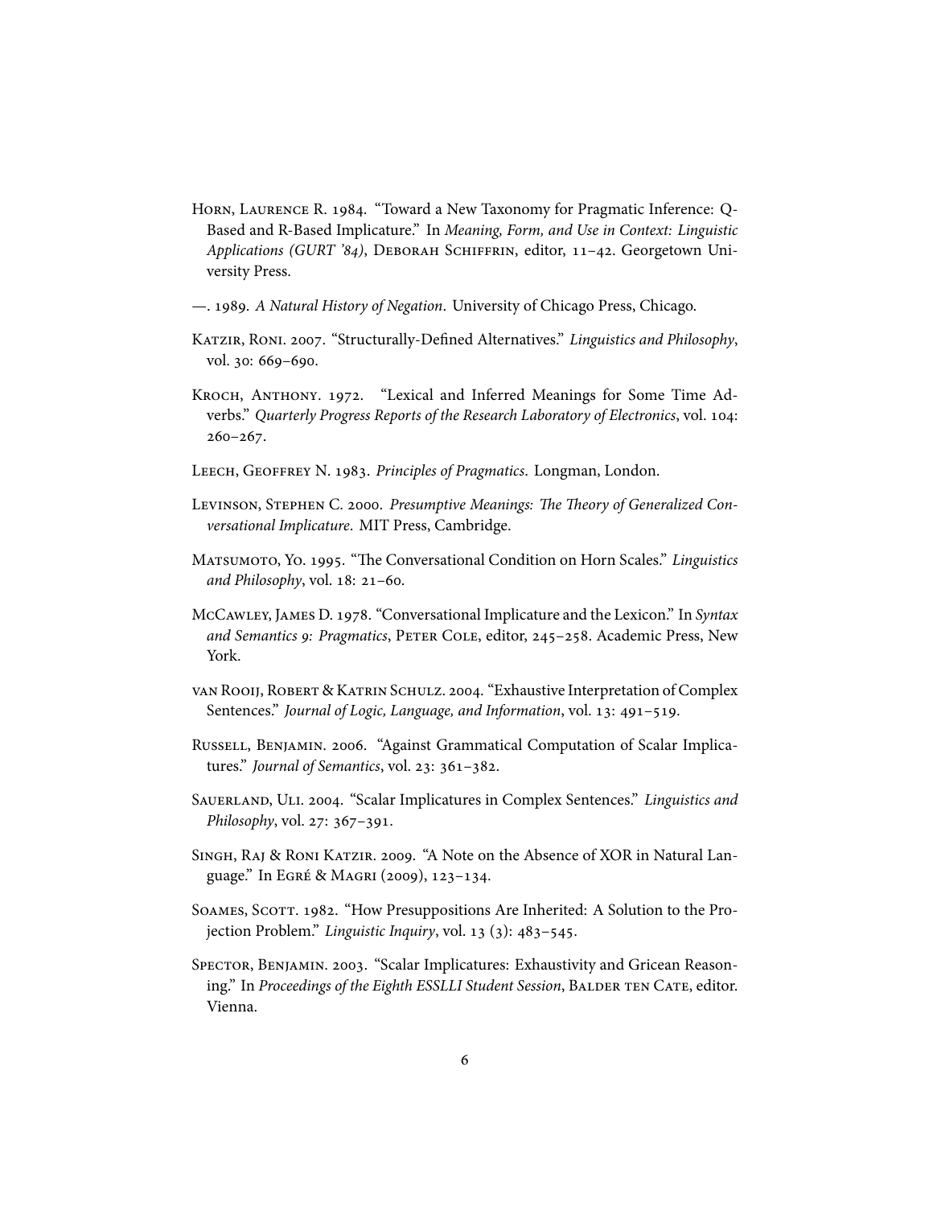Horn, Laurence R. 1984. "Toward a New Taxonomy for Pragmatic Inference: Q-Based and R-Based Implicature." In *Meaning, Form, and Use in Context: Linguistic Applications (GURT '84)*, Deborah Schiffrin, editor, 11–42. Georgetown University Press.

—. 1989. *A Natural History of Negation*. University of Chicago Press, Chicago.

Katzir, Roni. 2007. "Structurally-Defined Alternatives." *Linguistics and Philosophy*, vol. 30: 669–690.

Kroch, Anthony. 1972. "Lexical and Inferred Meanings for Some Time Adverbs." *Quarterly Progress Reports of the Research Laboratory of Electronics*, vol. 104: 260–267.

Leech, Geoffrey N. 1983. *Principles of Pragmatics*. Longman, London.

Levinson, Stephen C. 2000. *Presumptive Meanings: The Theory of Generalized Conversational Implicature*. MIT Press, Cambridge.

Matsumoto, Yo. 1995. "The Conversational Condition on Horn Scales." *Linguistics and Philosophy*, vol. 18: 21–60.

McCawley, James D. 1978. "Conversational Implicature and the Lexicon." In *Syntax and Semantics 9: Pragmatics*, Peter Cole, editor, 245–258. Academic Press, New York.

van Rooij, Robert & Katrin Schulz. 2004. "Exhaustive Interpretation of Complex Sentences." *Journal of Logic, Language, and Information*, vol. 13: 491–519.

Russell, Benjamin. 2006. "Against Grammatical Computation of Scalar Implicatures." *Journal of Semantics*, vol. 23: 361–382.

Sauerland, Uli. 2004. "Scalar Implicatures in Complex Sentences." *Linguistics and Philosophy*, vol. 27: 367–391.

Singh, Raj & Roni Katzir. 2009. "A Note on the Absence of XOR in Natural Language." In Egré & Magri (2009), 123–134.

Soames, Scott. 1982. "How Presuppositions Are Inherited: A Solution to the Projection Problem." *Linguistic Inquiry*, vol. 13 (3): 483–545.

Spector, Benjamin. 2003. "Scalar Implicatures: Exhaustivity and Gricean Reasoning." In *Proceedings of the Eighth ESSLLI Student Session*, Balder ten Cate, editor. Vienna.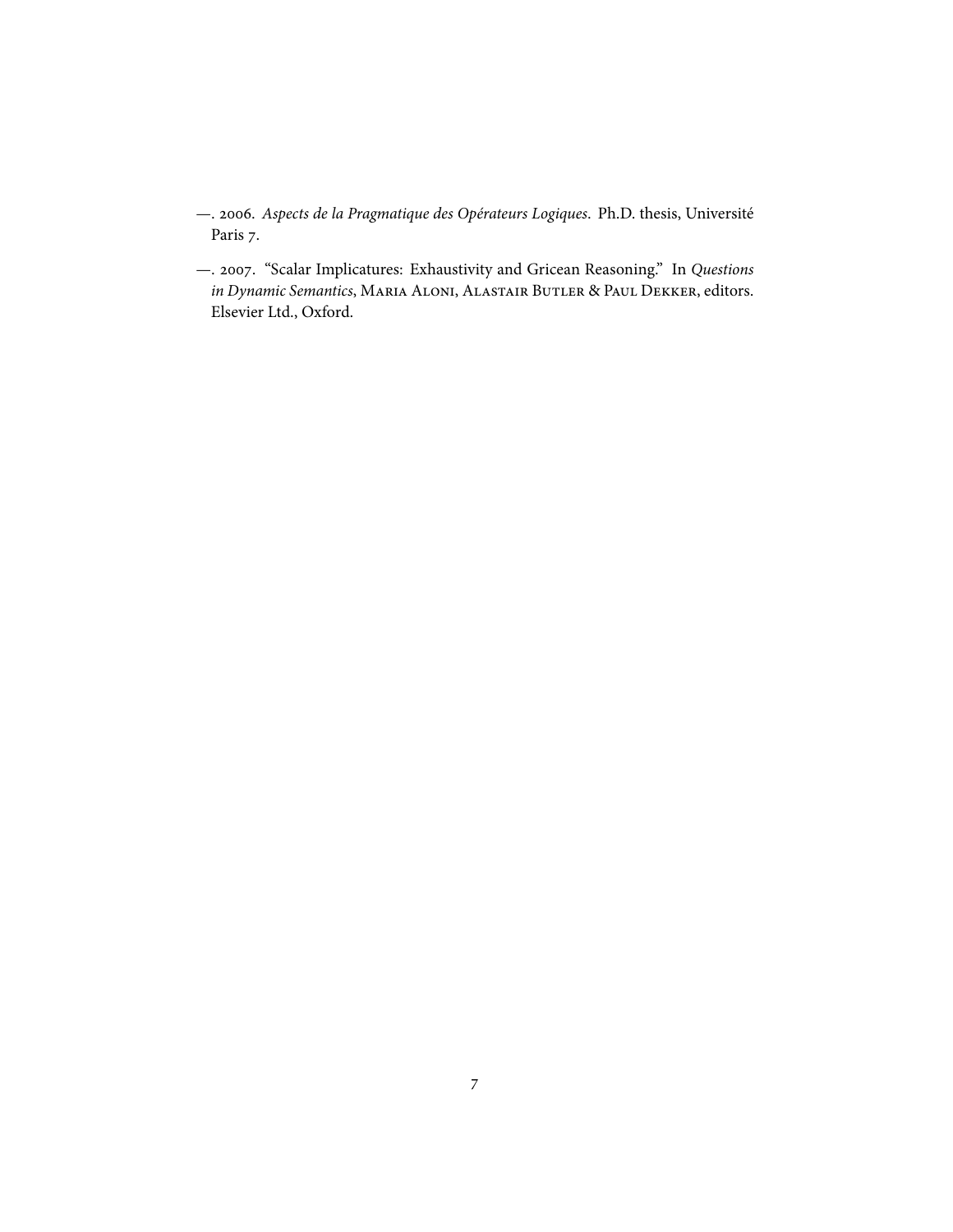—. 2006. *Aspects de la Pragmatique des Opérateurs Logiques*. Ph.D. thesis, Université Paris 7.

—. 2007. "Scalar Implicatures: Exhaustivity and Gricean Reasoning." In *Questions in Dynamic Semantics*, Maria Aloni, Alastair Butler & Paul Dekker, editors. Elsevier Ltd., Oxford.